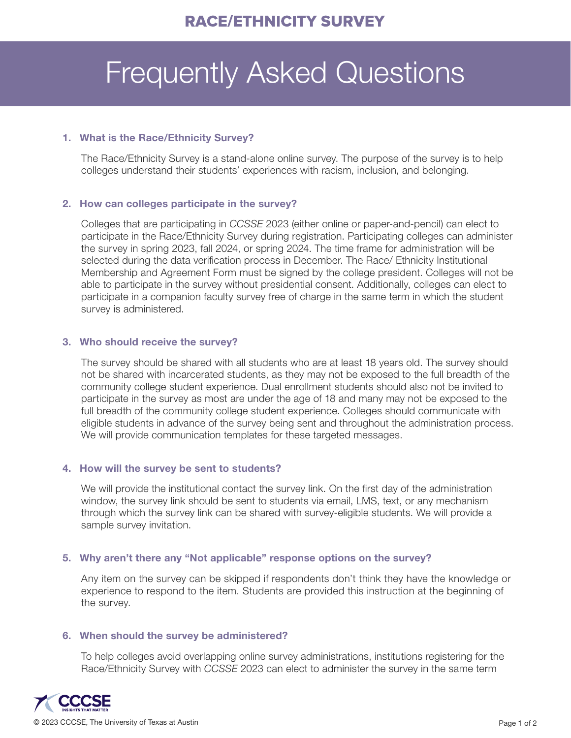# RACE/ETHNICITY SURVEY

## Frequently Asked Questions

1. **What is the Race/Ethnicity Survey?**

   The Race/Ethnicity Survey is a stand-alone online survey. The purpose of the survey is to help colleges understand their students' experiences with racism, inclusion, and belonging.

2. **How can colleges participate in the survey?**

   Colleges that are participating in *CCSSE* 2023 (either online or paper-and-pencil) can elect to participate in the Race/Ethnicity Survey during registration. Participating colleges can administer the survey in spring 2023, fall 2024, or spring 2024. The time frame for administration will be selected during the data verification process in December. The Race/ Ethnicity Institutional Membership and Agreement Form must be signed by the college president. Colleges will not be able to participate in the survey without presidential consent. Additionally, colleges can elect to participate in a companion faculty survey free of charge in the same term in which the student survey is administered.

3. **Who should receive the survey?**

   The survey should be shared with all students who are at least 18 years old. The survey should not be shared with incarcerated students, as they may not be exposed to the full breadth of the community college student experience. Dual enrollment students should also not be invited to participate in the survey as most are under the age of 18 and many may not be exposed to the full breadth of the community college student experience. Colleges should communicate with eligible students in advance of the survey being sent and throughout the administration process. We will provide communication templates for these targeted messages.

4. **How will the survey be sent to students?**

   We will provide the institutional contact the survey link. On the first day of the administration window, the survey link should be sent to students via email, LMS, text, or any mechanism through which the survey link can be shared with survey-eligible students. We will provide a sample survey invitation.

5. **Why aren't there any "Not applicable" response options on the survey?**

   Any item on the survey can be skipped if respondents don't think they have the knowledge or experience to respond to the item. Students are provided this instruction at the beginning of the survey.

6. **When should the survey be administered?**

   To help colleges avoid overlapping online survey administrations, institutions registering for the Race/Ethnicity Survey with *CCSSE* 2023 can elect to administer the survey in the same term

© 2023 CCCSE, The University of Texas at Austin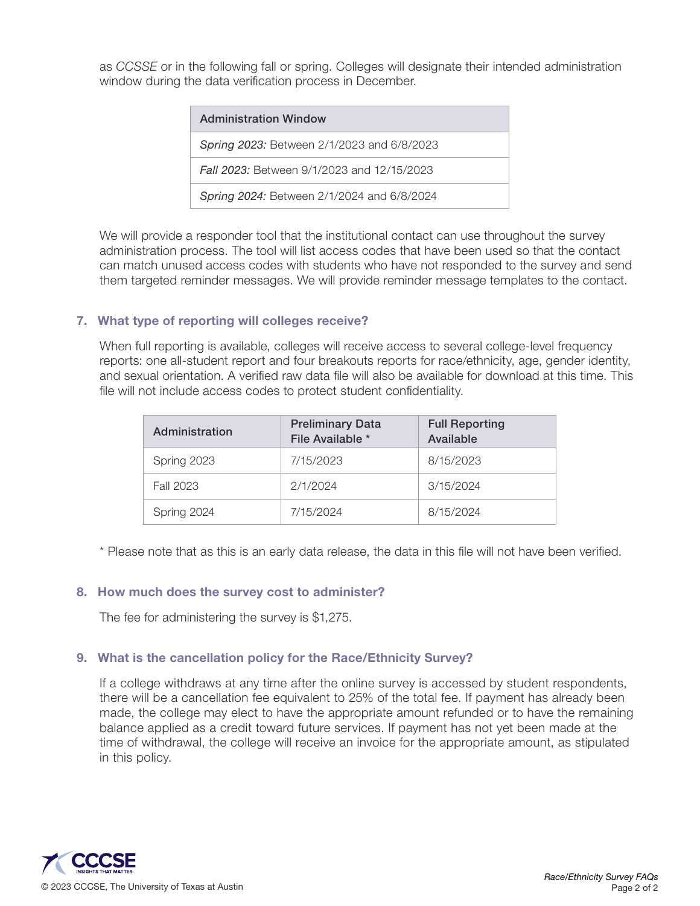as *CCSSE* or in the following fall or spring. Colleges will designate their intended administration window during the data verification process in December.

| Administration Window |
|---|
| *Spring 2023:* Between 2/1/2023 and 6/8/2023 |
| *Fall 2023:* Between 9/1/2023 and 12/15/2023 |
| *Spring 2024:* Between 2/1/2024 and 6/8/2024 |

We will provide a responder tool that the institutional contact can use throughout the survey administration process. The tool will list access codes that have been used so that the contact can match unused access codes with students who have not responded to the survey and send them targeted reminder messages. We will provide reminder message templates to the contact.

### 7. What type of reporting will colleges receive?

When full reporting is available, colleges will receive access to several college-level frequency reports: one all-student report and four breakouts reports for race/ethnicity, age, gender identity, and sexual orientation. A verified raw data file will also be available for download at this time. This file will not include access codes to protect student confidentiality.

| Administration | Preliminary Data File Available * | Full Reporting Available |
|---|---|---|
| Spring 2023 | 7/15/2023 | 8/15/2023 |
| Fall 2023 | 2/1/2024 | 3/15/2024 |
| Spring 2024 | 7/15/2024 | 8/15/2024 |

* Please note that as this is an early data release, the data in this file will not have been verified.

### 8. How much does the survey cost to administer?

The fee for administering the survey is $1,275.

### 9. What is the cancellation policy for the Race/Ethnicity Survey?

If a college withdraws at any time after the online survey is accessed by student respondents, there will be a cancellation fee equivalent to 25% of the total fee. If payment has already been made, the college may elect to have the appropriate amount refunded or to have the remaining balance applied as a credit toward future services. If payment has not yet been made at the time of withdrawal, the college will receive an invoice for the appropriate amount, as stipulated in this policy.

© 2023 CCCSE, The University of Texas at Austin